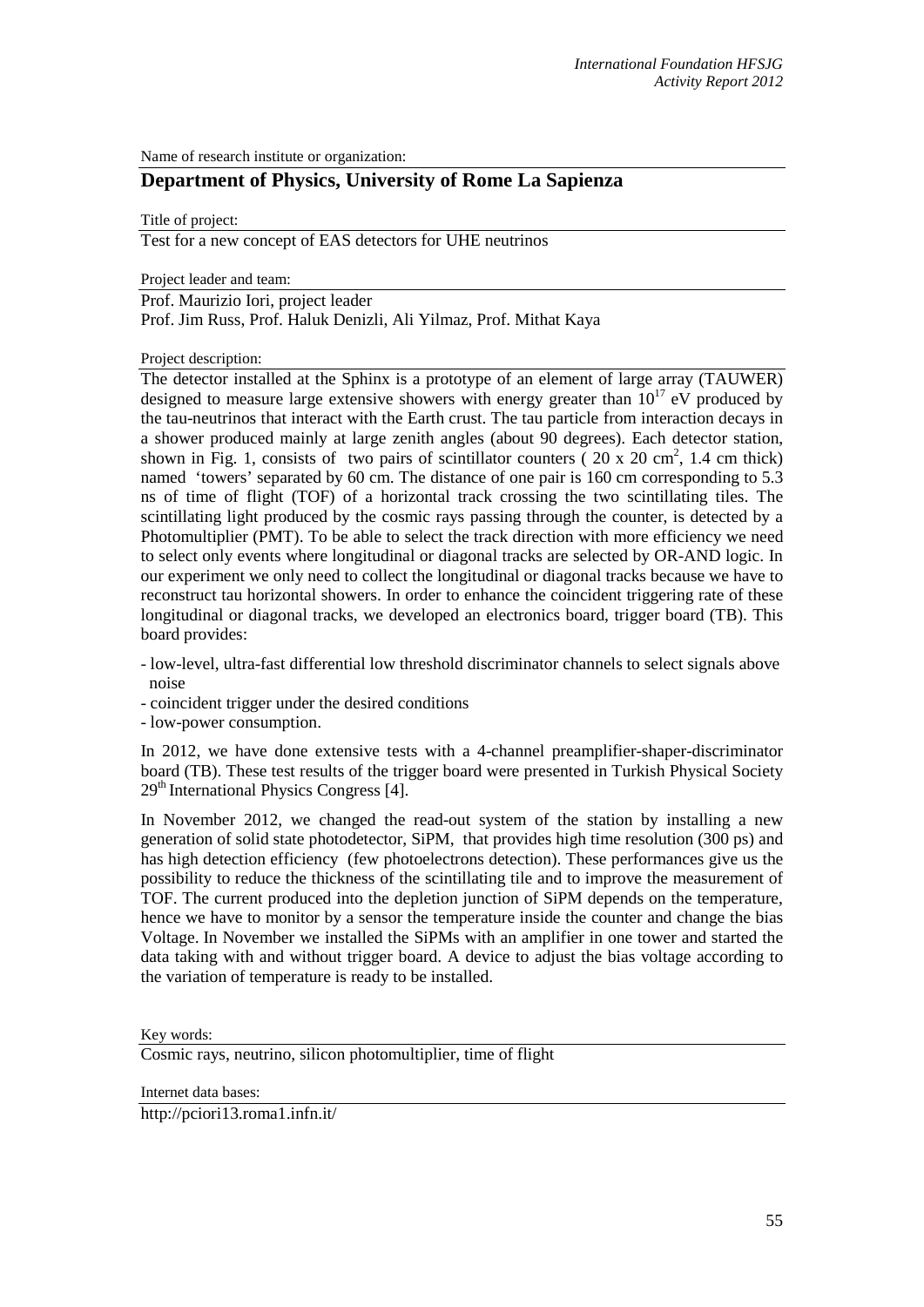Name of research institute or organization:

## Department of Physics, University of Rome La Sapienza

Title of project:

Test for a new concept of EAS detectors for UHE neutrinos

Project leader and team:

Prof. Maurizio Iori, project leader
Prof. Jim Russ, Prof. Haluk Denizli, Ali Yilmaz, Prof. Mithat Kaya

Project description:

The detector installed at the Sphinx is a prototype of an element of large array (TAUWER) designed to measure large extensive showers with energy greater than $10^{17}$ eV produced by the tau-neutrinos that interact with the Earth crust. The tau particle from interaction decays in a shower produced mainly at large zenith angles (about 90 degrees). Each detector station, shown in Fig. 1, consists of two pairs of scintillator counters ( 20 x 20 $cm^2$, 1.4 cm thick) named 'towers' separated by 60 cm. The distance of one pair is 160 cm corresponding to 5.3 ns of time of flight (TOF) of a horizontal track crossing the two scintillating tiles. The scintillating light produced by the cosmic rays passing through the counter, is detected by a Photomultiplier (PMT). To be able to select the track direction with more efficiency we need to select only events where longitudinal or diagonal tracks are selected by OR-AND logic. In our experiment we only need to collect the longitudinal or diagonal tracks because we have to reconstruct tau horizontal showers. In order to enhance the coincident triggering rate of these longitudinal or diagonal tracks, we developed an electronics board, trigger board (TB). This board provides:

- low-level, ultra-fast differential low threshold discriminator channels to select signals above noise
- coincident trigger under the desired conditions
- low-power consumption.

In 2012, we have done extensive tests with a 4-channel preamplifier-shaper-discriminator board (TB). These test results of the trigger board were presented in Turkish Physical Society 29th International Physics Congress [4].

In November 2012, we changed the read-out system of the station by installing a new generation of solid state photodetector, SiPM, that provides high time resolution (300 ps) and has high detection efficiency (few photoelectrons detection). These performances give us the possibility to reduce the thickness of the scintillating tile and to improve the measurement of TOF. The current produced into the depletion junction of SiPM depends on the temperature, hence we have to monitor by a sensor the temperature inside the counter and change the bias Voltage. In November we installed the SiPMs with an amplifier in one tower and started the data taking with and without trigger board. A device to adjust the bias voltage according to the variation of temperature is ready to be installed.

Key words:

Cosmic rays, neutrino, silicon photomultiplier, time of flight

Internet data bases:

http://pciori13.roma1.infn.it/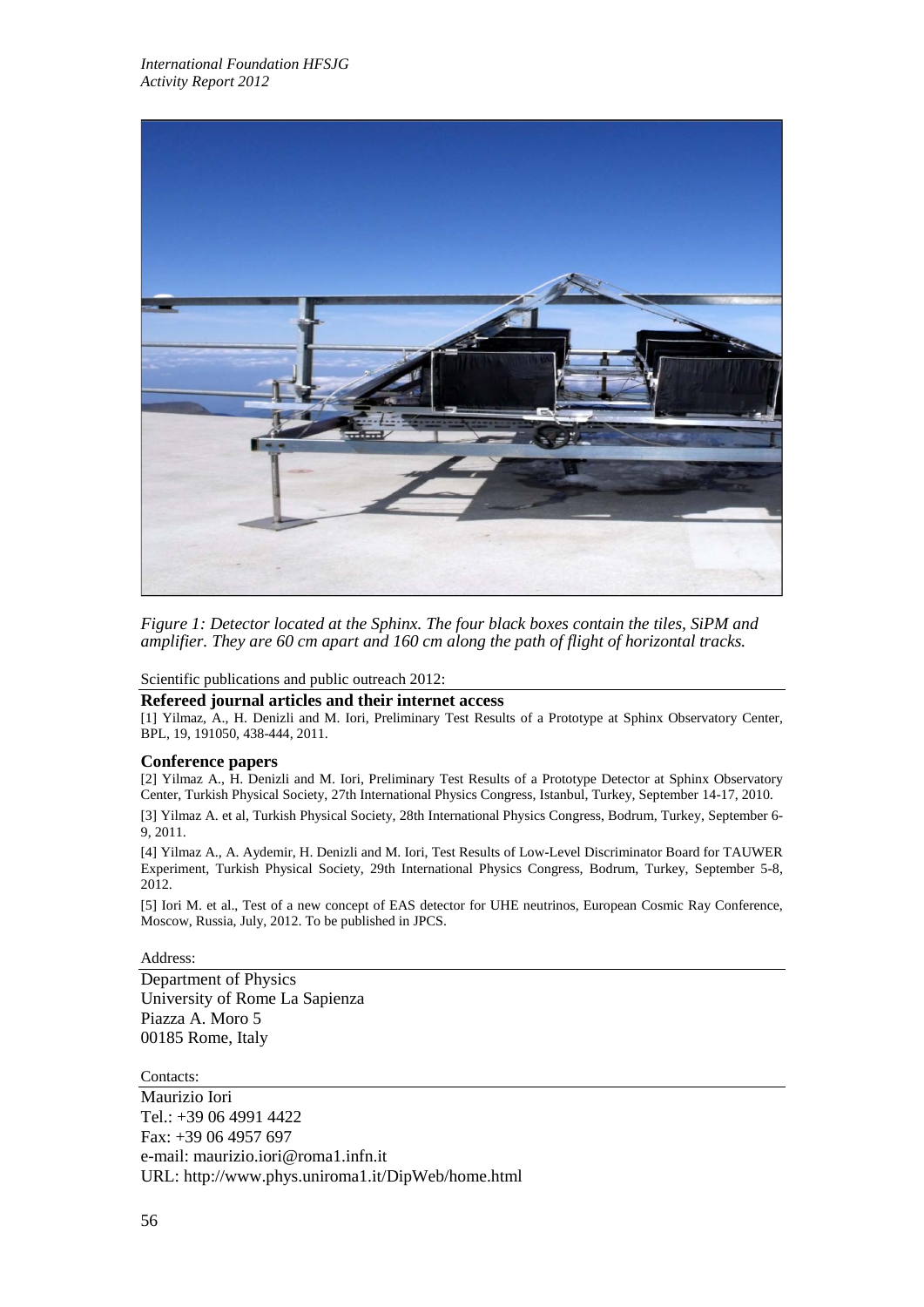*Figure 1: Detector located at the Sphinx. The four black boxes contain the tiles, SiPM and amplifier. They are 60 cm apart and 160 cm along the path of flight of horizontal tracks.*

Scientific publications and public outreach 2012:

**Refereed journal articles and their internet access**

[1] Yilmaz, A., H. Denizli and M. Iori, Preliminary Test Results of a Prototype at Sphinx Observatory Center, BPL, 19, 191050, 438-444, 2011.

**Conference papers**

[2] Yilmaz A., H. Denizli and M. Iori, Preliminary Test Results of a Prototype Detector at Sphinx Observatory Center, Turkish Physical Society, 27th International Physics Congress, Istanbul, Turkey, September 14-17, 2010.

[3] Yilmaz A. et al, Turkish Physical Society, 28th International Physics Congress, Bodrum, Turkey, September 6-9, 2011.

[4] Yilmaz A., A. Aydemir, H. Denizli and M. Iori, Test Results of Low-Level Discriminator Board for TAUWER Experiment, Turkish Physical Society, 29th International Physics Congress, Bodrum, Turkey, September 5-8, 2012.

[5] Iori M. et al., Test of a new concept of EAS detector for UHE neutrinos, European Cosmic Ray Conference, Moscow, Russia, July, 2012. To be published in JPCS.

Address:

Department of Physics
University of Rome La Sapienza
Piazza A. Moro 5
00185 Rome, Italy

Contacts:

Maurizio Iori
Tel.: +39 06 4991 4422
Fax: +39 06 4957 697
e-mail: maurizio.iori@roma1.infn.it
URL: http://www.phys.uniroma1.it/DipWeb/home.html